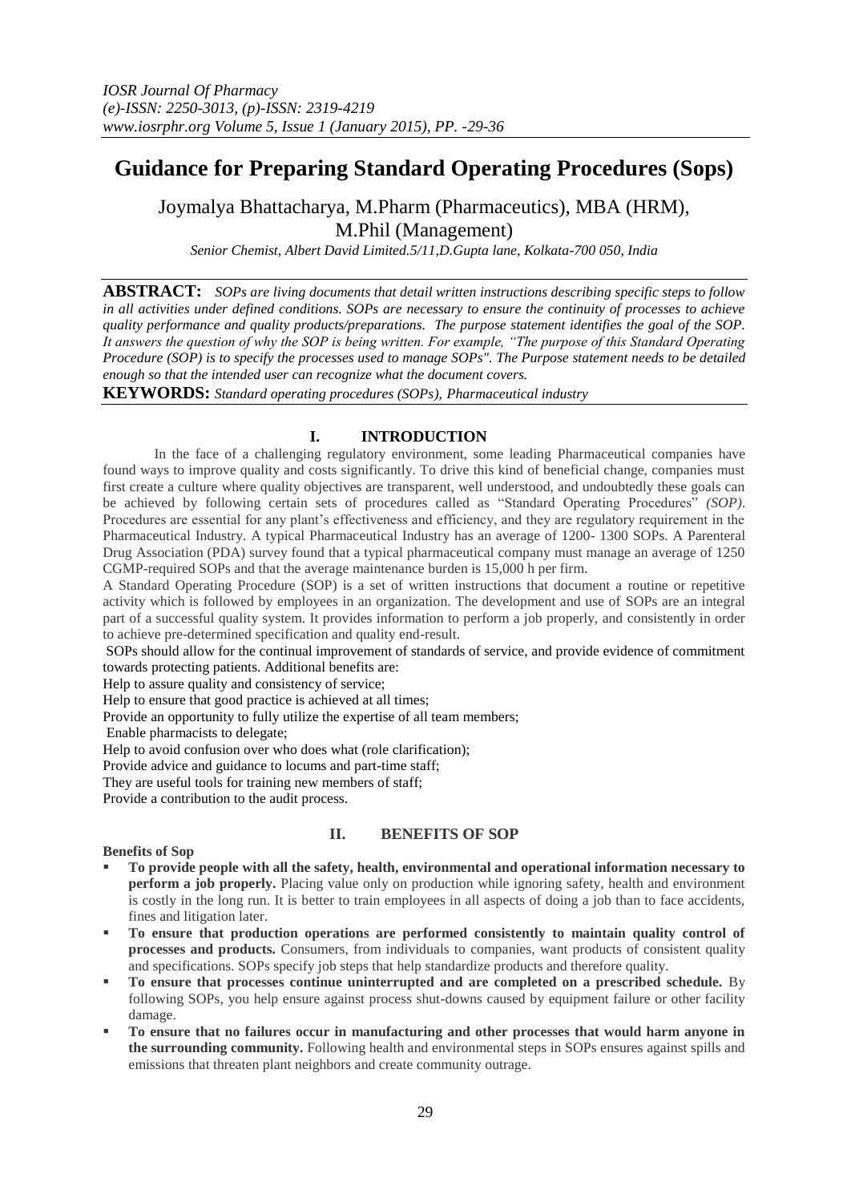# Guidance for Preparing Standard Operating Procedures (Sops)

Joymalya Bhattacharya, M.Pharm (Pharmaceutics), MBA (HRM), M.Phil (Management)

*Senior Chemist, Albert David Limited.5/11,D.Gupta lane, Kolkata-700 050, India*

**ABSTRACT:** *SOPs are living documents that detail written instructions describing specific steps to follow in all activities under defined conditions. SOPs are necessary to ensure the continuity of processes to achieve quality performance and quality products/preparations. The purpose statement identifies the goal of the SOP. It answers the question of why the SOP is being written. For example, "The purpose of this Standard Operating Procedure (SOP) is to specify the processes used to manage SOPs". The Purpose statement needs to be detailed enough so that the intended user can recognize what the document covers.*

**KEYWORDS:** *Standard operating procedures (SOPs), Pharmaceutical industry*

## I. INTRODUCTION

In the face of a challenging regulatory environment, some leading Pharmaceutical companies have found ways to improve quality and costs significantly. To drive this kind of beneficial change, companies must first create a culture where quality objectives are transparent, well understood, and undoubtedly these goals can be achieved by following certain sets of procedures called as "Standard Operating Procedures" *(SOP)*. Procedures are essential for any plant's effectiveness and efficiency, and they are regulatory requirement in the Pharmaceutical Industry. A typical Pharmaceutical Industry has an average of 1200- 1300 SOPs. A Parenteral Drug Association (PDA) survey found that a typical pharmaceutical company must manage an average of 1250 CGMP-required SOPs and that the average maintenance burden is 15,000 h per firm.

A Standard Operating Procedure (SOP) is a set of written instructions that document a routine or repetitive activity which is followed by employees in an organization. The development and use of SOPs are an integral part of a successful quality system. It provides information to perform a job properly, and consistently in order to achieve pre-determined specification and quality end-result.

SOPs should allow for the continual improvement of standards of service, and provide evidence of commitment towards protecting patients. Additional benefits are:

Help to assure quality and consistency of service;

Help to ensure that good practice is achieved at all times;

Provide an opportunity to fully utilize the expertise of all team members;

Enable pharmacists to delegate;

Help to avoid confusion over who does what (role clarification);

Provide advice and guidance to locums and part-time staff;

They are useful tools for training new members of staff;

Provide a contribution to the audit process.

## II. BENEFITS OF SOP

**Benefits of Sop**

- **To provide people with all the safety, health, environmental and operational information necessary to perform a job properly.** Placing value only on production while ignoring safety, health and environment is costly in the long run. It is better to train employees in all aspects of doing a job than to face accidents, fines and litigation later.
- **To ensure that production operations are performed consistently to maintain quality control of processes and products.** Consumers, from individuals to companies, want products of consistent quality and specifications. SOPs specify job steps that help standardize products and therefore quality.
- **To ensure that processes continue uninterrupted and are completed on a prescribed schedule.** By following SOPs, you help ensure against process shut-downs caused by equipment failure or other facility damage.
- **To ensure that no failures occur in manufacturing and other processes that would harm anyone in the surrounding community.** Following health and environmental steps in SOPs ensures against spills and emissions that threaten plant neighbors and create community outrage.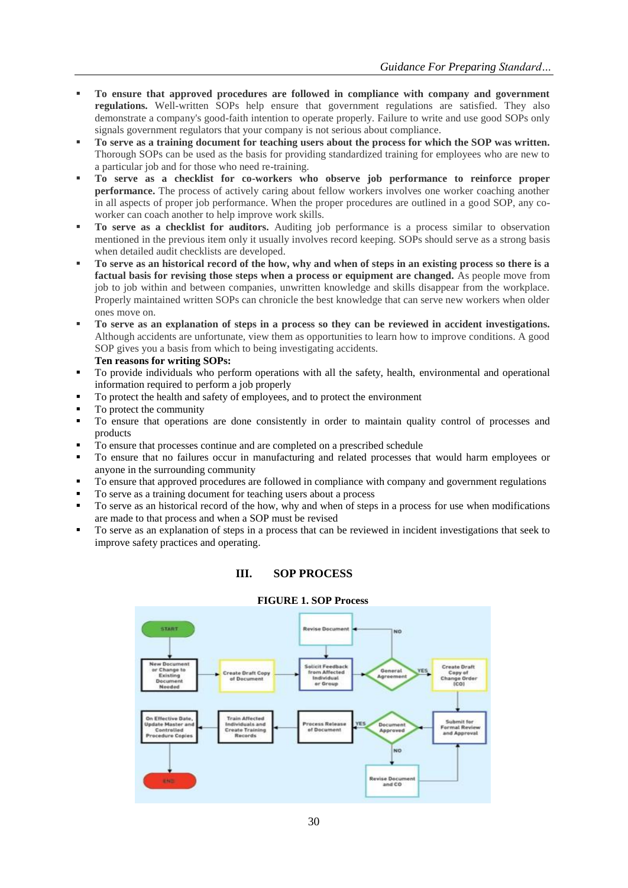- **To ensure that approved procedures are followed in compliance with company and government regulations.** Well-written SOPs help ensure that government regulations are satisfied. They also demonstrate a company's good-faith intention to operate properly. Failure to write and use good SOPs only signals government regulators that your company is not serious about compliance.
- **To serve as a training document for teaching users about the process for which the SOP was written.** Thorough SOPs can be used as the basis for providing standardized training for employees who are new to a particular job and for those who need re-training.
- **To serve as a checklist for co-workers who observe job performance to reinforce proper performance.** The process of actively caring about fellow workers involves one worker coaching another in all aspects of proper job performance. When the proper procedures are outlined in a good SOP, any co-worker can coach another to help improve work skills.
- **To serve as a checklist for auditors.** Auditing job performance is a process similar to observation mentioned in the previous item only it usually involves record keeping. SOPs should serve as a strong basis when detailed audit checklists are developed.
- **To serve as an historical record of the how, why and when of steps in an existing process so there is a factual basis for revising those steps when a process or equipment are changed.** As people move from job to job within and between companies, unwritten knowledge and skills disappear from the workplace. Properly maintained written SOPs can chronicle the best knowledge that can serve new workers when older ones move on.
- **To serve as an explanation of steps in a process so they can be reviewed in accident investigations.** Although accidents are unfortunate, view them as opportunities to learn how to improve conditions. A good SOP gives you a basis from which to being investigating accidents.

**Ten reasons for writing SOPs:**

- To provide individuals who perform operations with all the safety, health, environmental and operational information required to perform a job properly
- To protect the health and safety of employees, and to protect the environment
- To protect the community
- To ensure that operations are done consistently in order to maintain quality control of processes and products
- To ensure that processes continue and are completed on a prescribed schedule
- To ensure that no failures occur in manufacturing and related processes that would harm employees or anyone in the surrounding community
- To ensure that approved procedures are followed in compliance with company and government regulations
- To serve as a training document for teaching users about a process
- To serve as an historical record of the how, why and when of steps in a process for use when modifications are made to that process and when a SOP must be revised
- To serve as an explanation of steps in a process that can be reviewed in incident investigations that seek to improve safety practices and operating.

## III. SOP PROCESS

**FIGURE 1. SOP Process**

START
New Document or Change to Existing Document Needed
Create Draft Copy of Document
Solicit Feedback from Affected Individual or Group
General Agreement
NO
Revise Document
YES
Create Draft Copy of Change Order (CO)
Submit for Formal Review and Approval
Document Approved
NO
Revise Document and CO
YES
Process Release of Document
Train Affected Individuals and Create Training Records
On Effective Date, Update Master and Controlled Procedure Copies
END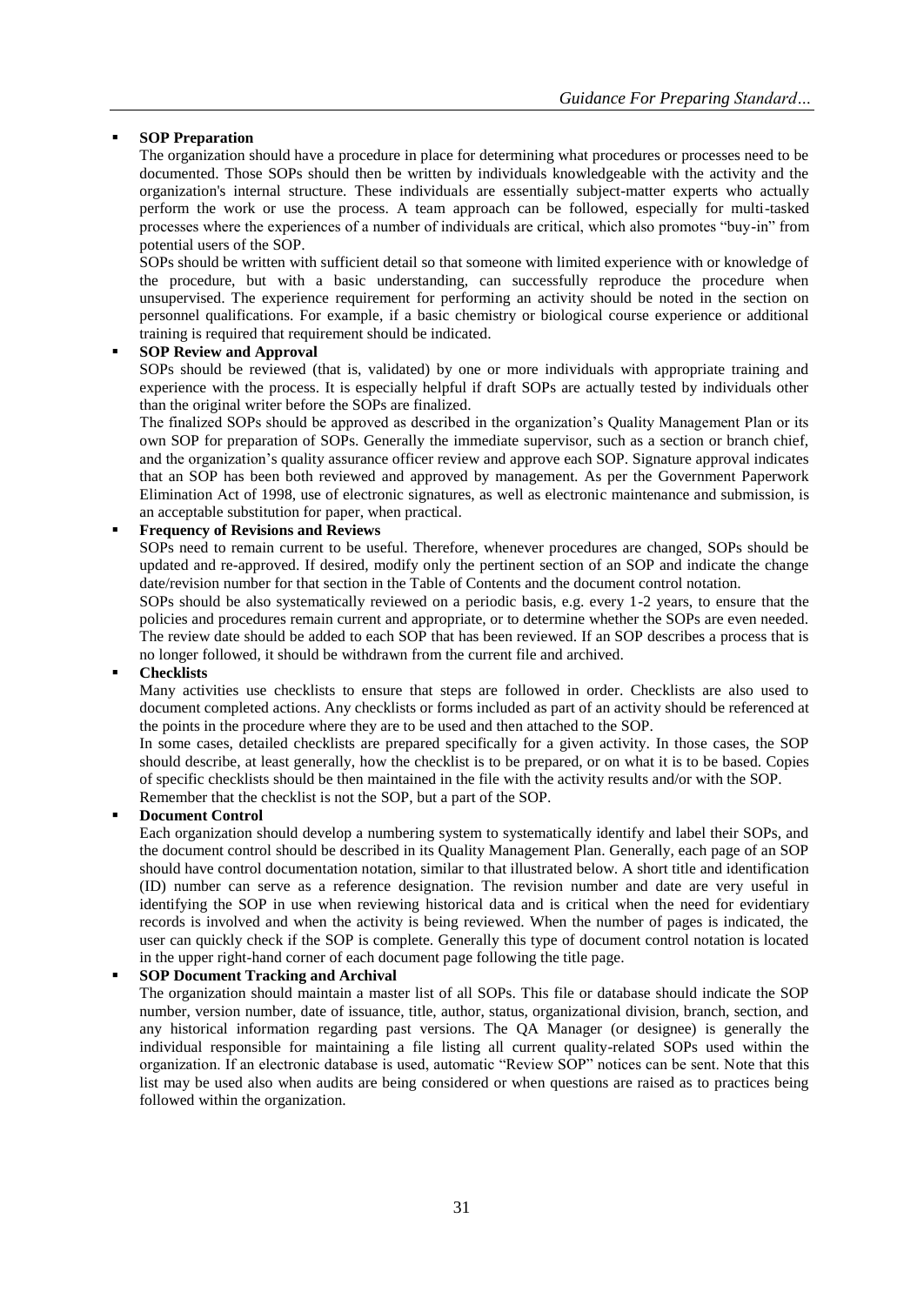- **SOP Preparation**

  The organization should have a procedure in place for determining what procedures or processes need to be documented. Those SOPs should then be written by individuals knowledgeable with the activity and the organization's internal structure. These individuals are essentially subject-matter experts who actually perform the work or use the process. A team approach can be followed, especially for multi-tasked processes where the experiences of a number of individuals are critical, which also promotes "buy-in" from potential users of the SOP.

  SOPs should be written with sufficient detail so that someone with limited experience with or knowledge of the procedure, but with a basic understanding, can successfully reproduce the procedure when unsupervised. The experience requirement for performing an activity should be noted in the section on personnel qualifications. For example, if a basic chemistry or biological course experience or additional training is required that requirement should be indicated.

- **SOP Review and Approval**

  SOPs should be reviewed (that is, validated) by one or more individuals with appropriate training and experience with the process. It is especially helpful if draft SOPs are actually tested by individuals other than the original writer before the SOPs are finalized.

  The finalized SOPs should be approved as described in the organization's Quality Management Plan or its own SOP for preparation of SOPs. Generally the immediate supervisor, such as a section or branch chief, and the organization's quality assurance officer review and approve each SOP. Signature approval indicates that an SOP has been both reviewed and approved by management. As per the Government Paperwork Elimination Act of 1998, use of electronic signatures, as well as electronic maintenance and submission, is an acceptable substitution for paper, when practical.

- **Frequency of Revisions and Reviews**

  SOPs need to remain current to be useful. Therefore, whenever procedures are changed, SOPs should be updated and re-approved. If desired, modify only the pertinent section of an SOP and indicate the change date/revision number for that section in the Table of Contents and the document control notation.

  SOPs should be also systematically reviewed on a periodic basis, e.g. every 1-2 years, to ensure that the policies and procedures remain current and appropriate, or to determine whether the SOPs are even needed. The review date should be added to each SOP that has been reviewed. If an SOP describes a process that is no longer followed, it should be withdrawn from the current file and archived.

- **Checklists**

  Many activities use checklists to ensure that steps are followed in order. Checklists are also used to document completed actions. Any checklists or forms included as part of an activity should be referenced at the points in the procedure where they are to be used and then attached to the SOP.

  In some cases, detailed checklists are prepared specifically for a given activity. In those cases, the SOP should describe, at least generally, how the checklist is to be prepared, or on what it is to be based. Copies of specific checklists should be then maintained in the file with the activity results and/or with the SOP.

  Remember that the checklist is not the SOP, but a part of the SOP.

- **Document Control**

  Each organization should develop a numbering system to systematically identify and label their SOPs, and the document control should be described in its Quality Management Plan. Generally, each page of an SOP should have control documentation notation, similar to that illustrated below. A short title and identification (ID) number can serve as a reference designation. The revision number and date are very useful in identifying the SOP in use when reviewing historical data and is critical when the need for evidentiary records is involved and when the activity is being reviewed. When the number of pages is indicated, the user can quickly check if the SOP is complete. Generally this type of document control notation is located in the upper right-hand corner of each document page following the title page.

- **SOP Document Tracking and Archival**

  The organization should maintain a master list of all SOPs. This file or database should indicate the SOP number, version number, date of issuance, title, author, status, organizational division, branch, section, and any historical information regarding past versions. The QA Manager (or designee) is generally the individual responsible for maintaining a file listing all current quality-related SOPs used within the organization. If an electronic database is used, automatic "Review SOP" notices can be sent. Note that this list may be used also when audits are being considered or when questions are raised as to practices being followed within the organization.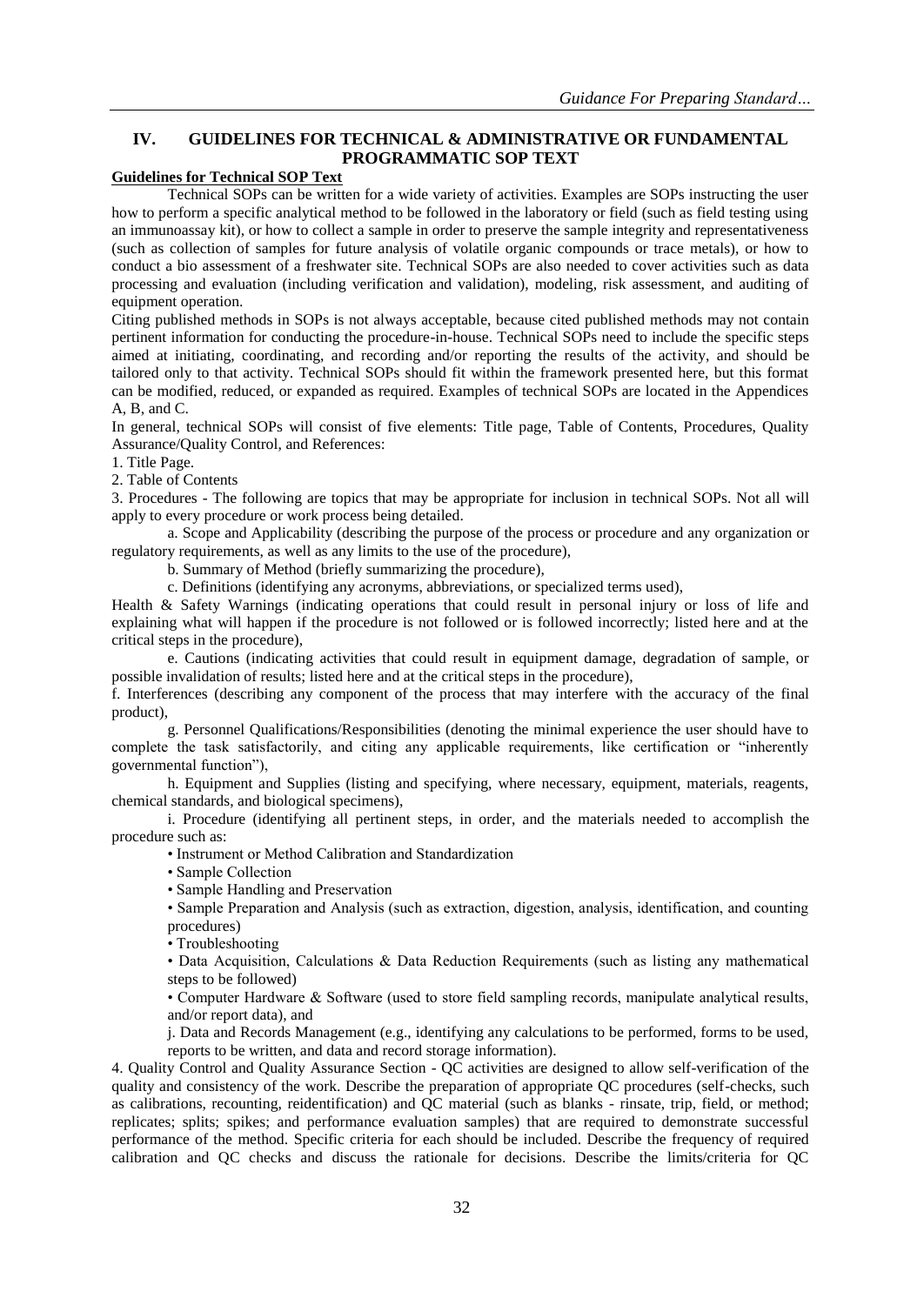## IV. GUIDELINES FOR TECHNICAL & ADMINISTRATIVE OR FUNDAMENTAL PROGRAMMATIC SOP TEXT

**Guidelines for Technical SOP Text**

Technical SOPs can be written for a wide variety of activities. Examples are SOPs instructing the user how to perform a specific analytical method to be followed in the laboratory or field (such as field testing using an immunoassay kit), or how to collect a sample in order to preserve the sample integrity and representativeness (such as collection of samples for future analysis of volatile organic compounds or trace metals), or how to conduct a bio assessment of a freshwater site. Technical SOPs are also needed to cover activities such as data processing and evaluation (including verification and validation), modeling, risk assessment, and auditing of equipment operation.

Citing published methods in SOPs is not always acceptable, because cited published methods may not contain pertinent information for conducting the procedure-in-house. Technical SOPs need to include the specific steps aimed at initiating, coordinating, and recording and/or reporting the results of the activity, and should be tailored only to that activity. Technical SOPs should fit within the framework presented here, but this format can be modified, reduced, or expanded as required. Examples of technical SOPs are located in the Appendices A, B, and C.

In general, technical SOPs will consist of five elements: Title page, Table of Contents, Procedures, Quality Assurance/Quality Control, and References:

1. Title Page.

2. Table of Contents

3. Procedures - The following are topics that may be appropriate for inclusion in technical SOPs. Not all will apply to every procedure or work process being detailed.

a. Scope and Applicability (describing the purpose of the process or procedure and any organization or regulatory requirements, as well as any limits to the use of the procedure),

b. Summary of Method (briefly summarizing the procedure),

c. Definitions (identifying any acronyms, abbreviations, or specialized terms used),

Health & Safety Warnings (indicating operations that could result in personal injury or loss of life and explaining what will happen if the procedure is not followed or is followed incorrectly; listed here and at the critical steps in the procedure),

e. Cautions (indicating activities that could result in equipment damage, degradation of sample, or possible invalidation of results; listed here and at the critical steps in the procedure),

f. Interferences (describing any component of the process that may interfere with the accuracy of the final product),

g. Personnel Qualifications/Responsibilities (denoting the minimal experience the user should have to complete the task satisfactorily, and citing any applicable requirements, like certification or "inherently governmental function"),

h. Equipment and Supplies (listing and specifying, where necessary, equipment, materials, reagents, chemical standards, and biological specimens),

i. Procedure (identifying all pertinent steps, in order, and the materials needed to accomplish the procedure such as:

- Instrument or Method Calibration and Standardization
- Sample Collection
- Sample Handling and Preservation
- Sample Preparation and Analysis (such as extraction, digestion, analysis, identification, and counting procedures)
- Troubleshooting
- Data Acquisition, Calculations & Data Reduction Requirements (such as listing any mathematical steps to be followed)
- Computer Hardware & Software (used to store field sampling records, manipulate analytical results, and/or report data), and

j. Data and Records Management (e.g., identifying any calculations to be performed, forms to be used, reports to be written, and data and record storage information).

4. Quality Control and Quality Assurance Section - QC activities are designed to allow self-verification of the quality and consistency of the work. Describe the preparation of appropriate QC procedures (self-checks, such as calibrations, recounting, reidentification) and QC material (such as blanks - rinsate, trip, field, or method; replicates; splits; spikes; and performance evaluation samples) that are required to demonstrate successful performance of the method. Specific criteria for each should be included. Describe the frequency of required calibration and QC checks and discuss the rationale for decisions. Describe the limits/criteria for QC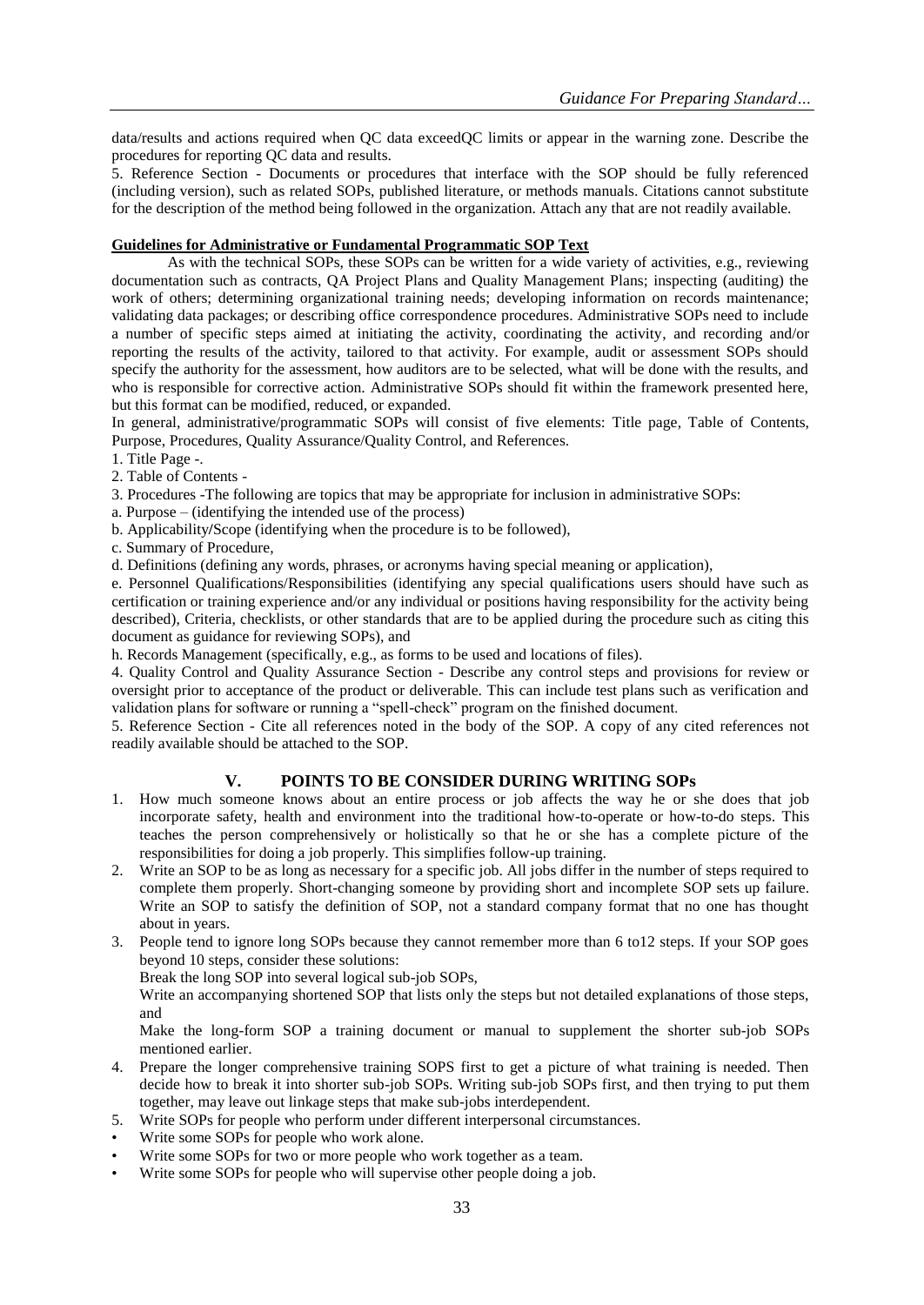data/results and actions required when QC data exceedQC limits or appear in the warning zone. Describe the procedures for reporting QC data and results.

5. Reference Section - Documents or procedures that interface with the SOP should be fully referenced (including version), such as related SOPs, published literature, or methods manuals. Citations cannot substitute for the description of the method being followed in the organization. Attach any that are not readily available.

**Guidelines for Administrative or Fundamental Programmatic SOP Text**

As with the technical SOPs, these SOPs can be written for a wide variety of activities, e.g., reviewing documentation such as contracts, QA Project Plans and Quality Management Plans; inspecting (auditing) the work of others; determining organizational training needs; developing information on records maintenance; validating data packages; or describing office correspondence procedures. Administrative SOPs need to include a number of specific steps aimed at initiating the activity, coordinating the activity, and recording and/or reporting the results of the activity, tailored to that activity. For example, audit or assessment SOPs should specify the authority for the assessment, how auditors are to be selected, what will be done with the results, and who is responsible for corrective action. Administrative SOPs should fit within the framework presented here, but this format can be modified, reduced, or expanded.

In general, administrative/programmatic SOPs will consist of five elements: Title page, Table of Contents, Purpose, Procedures, Quality Assurance/Quality Control, and References.

1. Title Page -.

2. Table of Contents -

3. Procedures -The following are topics that may be appropriate for inclusion in administrative SOPs:

a. Purpose – (identifying the intended use of the process)

b. Applicability/Scope (identifying when the procedure is to be followed),

c. Summary of Procedure,

d. Definitions (defining any words, phrases, or acronyms having special meaning or application),

e. Personnel Qualifications/Responsibilities (identifying any special qualifications users should have such as certification or training experience and/or any individual or positions having responsibility for the activity being described), Criteria, checklists, or other standards that are to be applied during the procedure such as citing this document as guidance for reviewing SOPs), and

h. Records Management (specifically, e.g., as forms to be used and locations of files).

4. Quality Control and Quality Assurance Section - Describe any control steps and provisions for review or oversight prior to acceptance of the product or deliverable. This can include test plans such as verification and validation plans for software or running a "spell-check" program on the finished document.

5. Reference Section - Cite all references noted in the body of the SOP. A copy of any cited references not readily available should be attached to the SOP.

## V. POINTS TO BE CONSIDER DURING WRITING SOPs

1. How much someone knows about an entire process or job affects the way he or she does that job incorporate safety, health and environment into the traditional how-to-operate or how-to-do steps. This teaches the person comprehensively or holistically so that he or she has a complete picture of the responsibilities for doing a job properly. This simplifies follow-up training.
2. Write an SOP to be as long as necessary for a specific job. All jobs differ in the number of steps required to complete them properly. Short-changing someone by providing short and incomplete SOP sets up failure. Write an SOP to satisfy the definition of SOP, not a standard company format that no one has thought about in years.
3. People tend to ignore long SOPs because they cannot remember more than 6 to12 steps. If your SOP goes beyond 10 steps, consider these solutions:

   Break the long SOP into several logical sub-job SOPs,

   Write an accompanying shortened SOP that lists only the steps but not detailed explanations of those steps, and

   Make the long-form SOP a training document or manual to supplement the shorter sub-job SOPs mentioned earlier.
4. Prepare the longer comprehensive training SOPS first to get a picture of what training is needed. Then decide how to break it into shorter sub-job SOPs. Writing sub-job SOPs first, and then trying to put them together, may leave out linkage steps that make sub-jobs interdependent.
5. Write SOPs for people who perform under different interpersonal circumstances.

- Write some SOPs for people who work alone.
- Write some SOPs for two or more people who work together as a team.
- Write some SOPs for people who will supervise other people doing a job.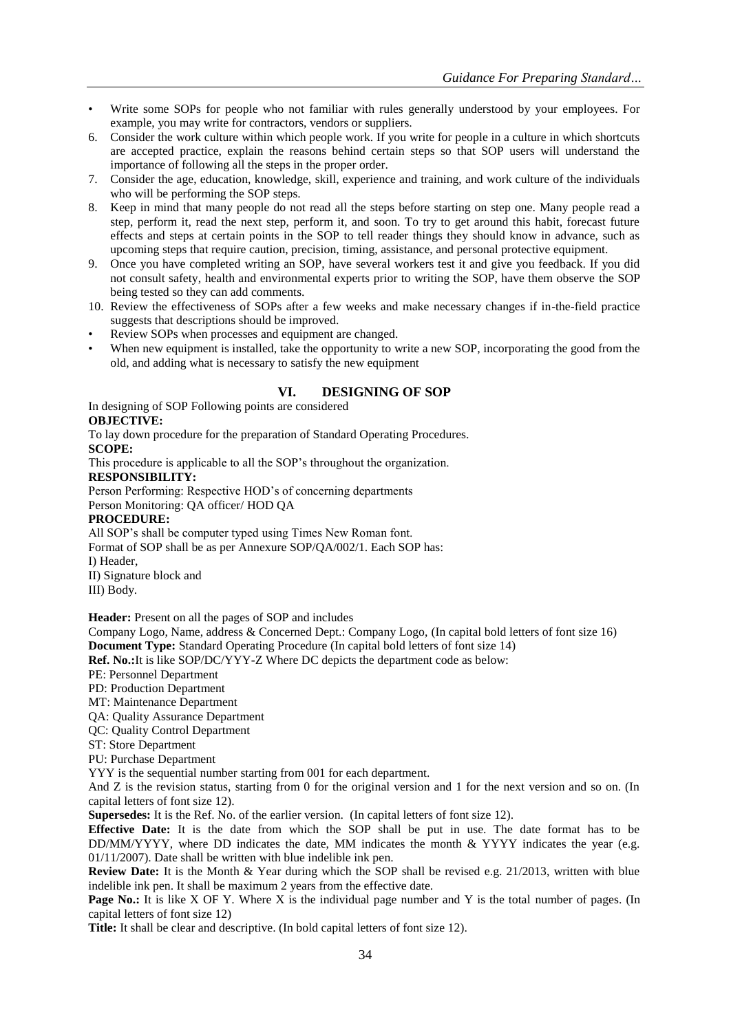- Write some SOPs for people who not familiar with rules generally understood by your employees. For example, you may write for contractors, vendors or suppliers.

6. Consider the work culture within which people work. If you write for people in a culture in which shortcuts are accepted practice, explain the reasons behind certain steps so that SOP users will understand the importance of following all the steps in the proper order.
7. Consider the age, education, knowledge, skill, experience and training, and work culture of the individuals who will be performing the SOP steps.
8. Keep in mind that many people do not read all the steps before starting on step one. Many people read a step, perform it, read the next step, perform it, and soon. To try to get around this habit, forecast future effects and steps at certain points in the SOP to tell reader things they should know in advance, such as upcoming steps that require caution, precision, timing, assistance, and personal protective equipment.
9. Once you have completed writing an SOP, have several workers test it and give you feedback. If you did not consult safety, health and environmental experts prior to writing the SOP, have them observe the SOP being tested so they can add comments.
10. Review the effectiveness of SOPs after a few weeks and make necessary changes if in-the-field practice suggests that descriptions should be improved.

- Review SOPs when processes and equipment are changed.
- When new equipment is installed, take the opportunity to write a new SOP, incorporating the good from the old, and adding what is necessary to satisfy the new equipment

## VI. DESIGNING OF SOP

In designing of SOP Following points are considered

**OBJECTIVE:**

To lay down procedure for the preparation of Standard Operating Procedures.

**SCOPE:**

This procedure is applicable to all the SOP's throughout the organization.

**RESPONSIBILITY:**

Person Performing: Respective HOD's of concerning departments

Person Monitoring: QA officer/ HOD QA

**PROCEDURE:**

All SOP's shall be computer typed using Times New Roman font.

Format of SOP shall be as per Annexure SOP/QA/002/1. Each SOP has:

I) Header,

II) Signature block and

III) Body.

**Header:** Present on all the pages of SOP and includes

Company Logo, Name, address & Concerned Dept.: Company Logo, (In capital bold letters of font size 16)

**Document Type:** Standard Operating Procedure (In capital bold letters of font size 14)

**Ref. No.:**It is like SOP/DC/YYY-Z Where DC depicts the department code as below:

PE: Personnel Department

PD: Production Department

MT: Maintenance Department

QA: Quality Assurance Department

QC: Quality Control Department

ST: Store Department

PU: Purchase Department

YYY is the sequential number starting from 001 for each department.

And Z is the revision status, starting from 0 for the original version and 1 for the next version and so on. (In capital letters of font size 12).

**Supersedes:** It is the Ref. No. of the earlier version. (In capital letters of font size 12).

**Effective Date:** It is the date from which the SOP shall be put in use. The date format has to be DD/MM/YYYY, where DD indicates the date, MM indicates the month & YYYY indicates the year (e.g. 01/11/2007). Date shall be written with blue indelible ink pen.

**Review Date:** It is the Month & Year during which the SOP shall be revised e.g. 21/2013, written with blue indelible ink pen. It shall be maximum 2 years from the effective date.

**Page No.:** It is like X OF Y. Where X is the individual page number and Y is the total number of pages. (In capital letters of font size 12)

**Title:** It shall be clear and descriptive. (In bold capital letters of font size 12).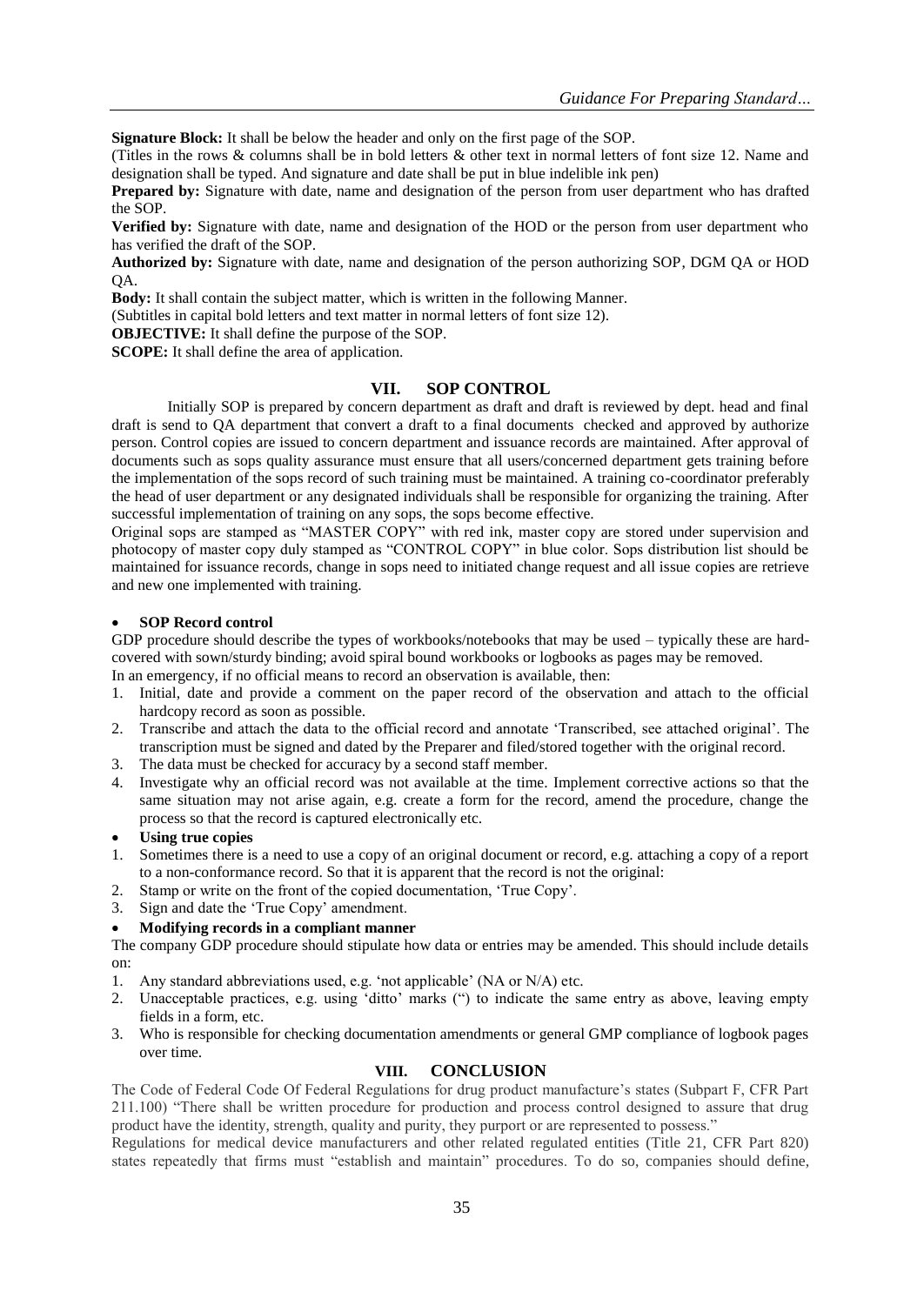**Signature Block:** It shall be below the header and only on the first page of the SOP.

(Titles in the rows & columns shall be in bold letters & other text in normal letters of font size 12. Name and designation shall be typed. And signature and date shall be put in blue indelible ink pen)

**Prepared by:** Signature with date, name and designation of the person from user department who has drafted the SOP.

**Verified by:** Signature with date, name and designation of the HOD or the person from user department who has verified the draft of the SOP.

**Authorized by:** Signature with date, name and designation of the person authorizing SOP, DGM QA or HOD QA.

**Body:** It shall contain the subject matter, which is written in the following Manner.

(Subtitles in capital bold letters and text matter in normal letters of font size 12).

**OBJECTIVE:** It shall define the purpose of the SOP.

**SCOPE:** It shall define the area of application.

## VII. SOP CONTROL

Initially SOP is prepared by concern department as draft and draft is reviewed by dept. head and final draft is send to QA department that convert a draft to a final documents checked and approved by authorize person. Control copies are issued to concern department and issuance records are maintained. After approval of documents such as sops quality assurance must ensure that all users/concerned department gets training before the implementation of the sops record of such training must be maintained. A training co-coordinator preferably the head of user department or any designated individuals shall be responsible for organizing the training. After successful implementation of training on any sops, the sops become effective.

Original sops are stamped as "MASTER COPY" with red ink, master copy are stored under supervision and photocopy of master copy duly stamped as "CONTROL COPY" in blue color. Sops distribution list should be maintained for issuance records, change in sops need to initiated change request and all issue copies are retrieve and new one implemented with training.

- **SOP Record control**

GDP procedure should describe the types of workbooks/notebooks that may be used – typically these are hard-covered with sown/sturdy binding; avoid spiral bound workbooks or logbooks as pages may be removed.

In an emergency, if no official means to record an observation is available, then:

1. Initial, date and provide a comment on the paper record of the observation and attach to the official hardcopy record as soon as possible.
2. Transcribe and attach the data to the official record and annotate 'Transcribed, see attached original'. The transcription must be signed and dated by the Preparer and filed/stored together with the original record.
3. The data must be checked for accuracy by a second staff member.
4. Investigate why an official record was not available at the time. Implement corrective actions so that the same situation may not arise again, e.g. create a form for the record, amend the procedure, change the process so that the record is captured electronically etc.

- **Using true copies**

1. Sometimes there is a need to use a copy of an original document or record, e.g. attaching a copy of a report to a non-conformance record. So that it is apparent that the record is not the original:
2. Stamp or write on the front of the copied documentation, 'True Copy'.
3. Sign and date the 'True Copy' amendment.

- **Modifying records in a compliant manner**

The company GDP procedure should stipulate how data or entries may be amended. This should include details on:

1. Any standard abbreviations used, e.g. 'not applicable' (NA or N/A) etc.
2. Unacceptable practices, e.g. using 'ditto' marks (") to indicate the same entry as above, leaving empty fields in a form, etc.
3. Who is responsible for checking documentation amendments or general GMP compliance of logbook pages over time.

## VIII. CONCLUSION

The Code of Federal Code Of Federal Regulations for drug product manufacture's states (Subpart F, CFR Part 211.100) "There shall be written procedure for production and process control designed to assure that drug product have the identity, strength, quality and purity, they purport or are represented to possess."

Regulations for medical device manufacturers and other related regulated entities (Title 21, CFR Part 820) states repeatedly that firms must "establish and maintain" procedures. To do so, companies should define,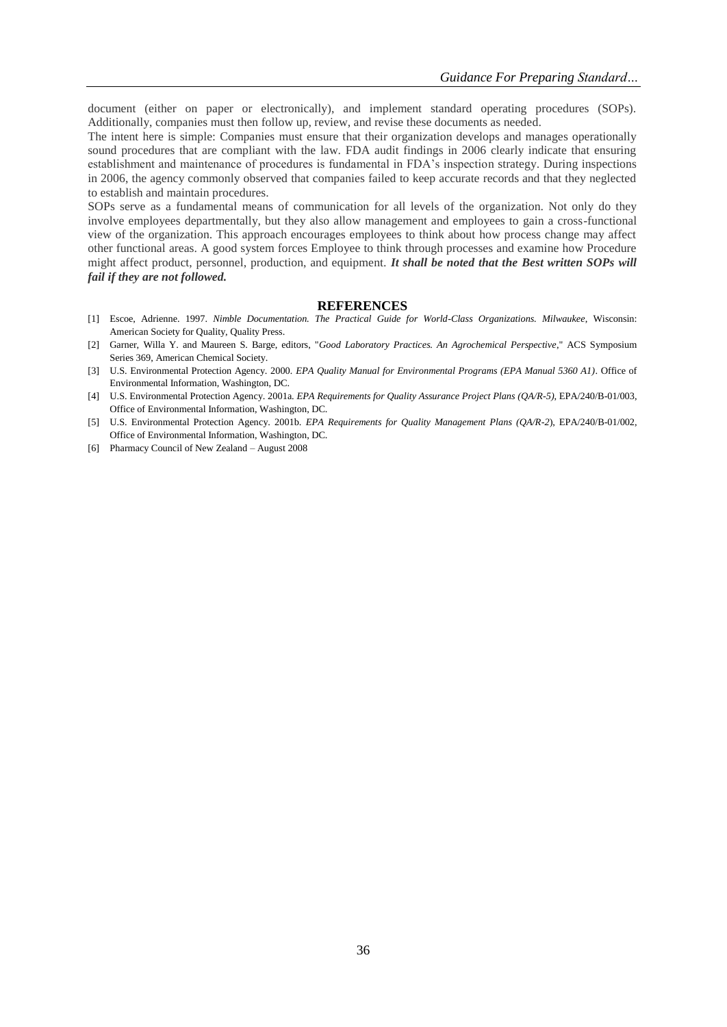document (either on paper or electronically), and implement standard operating procedures (SOPs). Additionally, companies must then follow up, review, and revise these documents as needed.

The intent here is simple: Companies must ensure that their organization develops and manages operationally sound procedures that are compliant with the law. FDA audit findings in 2006 clearly indicate that ensuring establishment and maintenance of procedures is fundamental in FDA's inspection strategy. During inspections in 2006, the agency commonly observed that companies failed to keep accurate records and that they neglected to establish and maintain procedures.

SOPs serve as a fundamental means of communication for all levels of the organization. Not only do they involve employees departmentally, but they also allow management and employees to gain a cross-functional view of the organization. This approach encourages employees to think about how process change may affect other functional areas. A good system forces Employee to think through processes and examine how Procedure might affect product, personnel, production, and equipment. ***It shall be noted that the Best written SOPs will fail if they are not followed.***

## REFERENCES

[1] Escoe, Adrienne. 1997. *Nimble Documentation. The Practical Guide for World-Class Organizations. Milwaukee*, Wisconsin: American Society for Quality, Quality Press.

[2] Garner, Willa Y. and Maureen S. Barge, editors, "*Good Laboratory Practices. An Agrochemical Perspective*," ACS Symposium Series 369, American Chemical Society.

[3] U.S. Environmental Protection Agency. 2000. *EPA Quality Manual for Environmental Programs (EPA Manual 5360 A1)*. Office of Environmental Information, Washington, DC.

[4] U.S. Environmental Protection Agency. 2001a. *EPA Requirements for Quality Assurance Project Plans (QA/R-5)*, EPA/240/B-01/003, Office of Environmental Information, Washington, DC.

[5] U.S. Environmental Protection Agency. 2001b. *EPA Requirements for Quality Management Plans (QA/R-2)*, EPA/240/B-01/002, Office of Environmental Information, Washington, DC.

[6] Pharmacy Council of New Zealand – August 2008